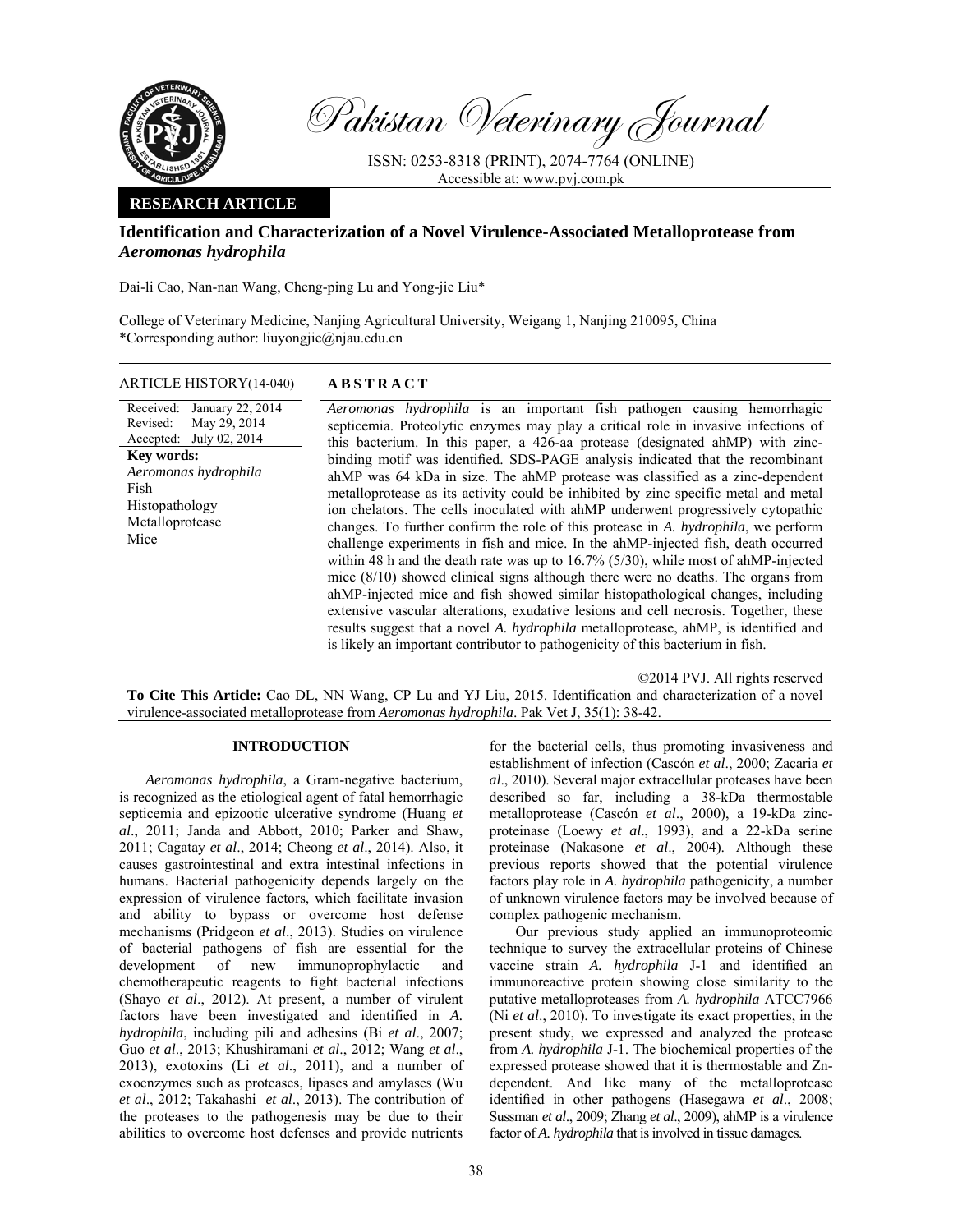**RESEARCH ARTICLE**

# Identification and Characterization of a Novel Virulence-Associated Metalloprotease from *Aeromonas hydrophila*

Dai-li Cao, Nan-nan Wang, Cheng-ping Lu and Yong-jie Liu*

College of Veterinary Medicine, Nanjing Agricultural University, Weigang 1, Nanjing 210095, China
*Corresponding author: liuyongjie@njau.edu.cn

**ARTICLE HISTORY** (14-040)

Received: January 22, 2014
Revised: May 29, 2014
Accepted: July 02, 2014

**Key words:**
*Aeromonas hydrophila*
Fish
Histopathology
Metalloprotease
Mice

## ABSTRACT

*Aeromonas hydrophila* is an important fish pathogen causing hemorrhagic septicemia. Proteolytic enzymes may play a critical role in invasive infections of this bacterium. In this paper, a 426-aa protease (designated ahMP) with zinc-binding motif was identified. SDS-PAGE analysis indicated that the recombinant ahMP was 64 kDa in size. The ahMP protease was classified as a zinc-dependent metalloprotease as its activity could be inhibited by zinc specific metal and metal ion chelators. The cells inoculated with ahMP underwent progressively cytopathic changes. To further confirm the role of this protease in *A. hydrophila*, we perform challenge experiments in fish and mice. In the ahMP-injected fish, death occurred within 48 h and the death rate was up to 16.7% (5/30), while most of ahMP-injected mice (8/10) showed clinical signs although there were no deaths. The organs from ahMP-injected mice and fish showed similar histopathological changes, including extensive vascular alterations, exudative lesions and cell necrosis. Together, these results suggest that a novel *A. hydrophila* metalloprotease, ahMP, is identified and is likely an important contributor to pathogenicity of this bacterium in fish.

©2014 PVJ. All rights reserved

**To Cite This Article:** Cao DL, NN Wang, CP Lu and YJ Liu, 2015. Identification and characterization of a novel virulence-associated metalloprotease from *Aeromonas hydrophila*. Pak Vet J, 35(1): 38-42.

## INTRODUCTION

*Aeromonas hydrophila*, a Gram-negative bacterium, is recognized as the etiological agent of fatal hemorrhagic septicemia and epizootic ulcerative syndrome (Huang *et al*., 2011; Janda and Abbott, 2010; Parker and Shaw, 2011; Cagatay *et al*., 2014; Cheong *et al*., 2014). Also, it causes gastrointestinal and extra intestinal infections in humans. Bacterial pathogenicity depends largely on the expression of virulence factors, which facilitate invasion and ability to bypass or overcome host defense mechanisms (Pridgeon *et al*., 2013). Studies on virulence of bacterial pathogens of fish are essential for the development of new immunoprophylactic and chemotherapeutic reagents to fight bacterial infections (Shayo *et al*., 2012). At present, a number of virulent factors have been investigated and identified in *A. hydrophila*, including pili and adhesins (Bi *et al*., 2007; Guo *et al*., 2013; Khushiramani *et al*., 2012; Wang *et al*., 2013), exotoxins (Li *et al*., 2011), and a number of exoenzymes such as proteases, lipases and amylases (Wu *et al*., 2012; Takahashi *et al*., 2013). The contribution of the proteases to the pathogenesis may be due to their abilities to overcome host defenses and provide nutrients for the bacterial cells, thus promoting invasiveness and establishment of infection (Cascón *et al*., 2000; Zacaria *et al*., 2010). Several major extracellular proteases have been described so far, including a 38-kDa thermostable metalloprotease (Cascón *et al*., 2000), a 19-kDa zinc-proteinase (Loewy *et al*., 1993), and a 22-kDa serine proteinase (Nakasone *et al*., 2004). Although these previous reports showed that the potential virulence factors play role in *A. hydrophila* pathogenicity, a number of unknown virulence factors may be involved because of complex pathogenic mechanism.

Our previous study applied an immunoproteomic technique to survey the extracellular proteins of Chinese vaccine strain *A. hydrophila* J-1 and identified an immunoreactive protein showing close similarity to the putative metalloproteases from *A. hydrophila* ATCC7966 (Ni *et al*., 2010). To investigate its exact properties, in the present study, we expressed and analyzed the protease from *A. hydrophila* J-1. The biochemical properties of the expressed protease showed that it is thermostable and Zn-dependent. And like many of the metalloprotease identified in other pathogens (Hasegawa *et al*., 2008; Sussman *et al*., 2009; Zhang *et al*., 2009), ahMP is a virulence factor of *A. hydrophila* that is involved in tissue damages.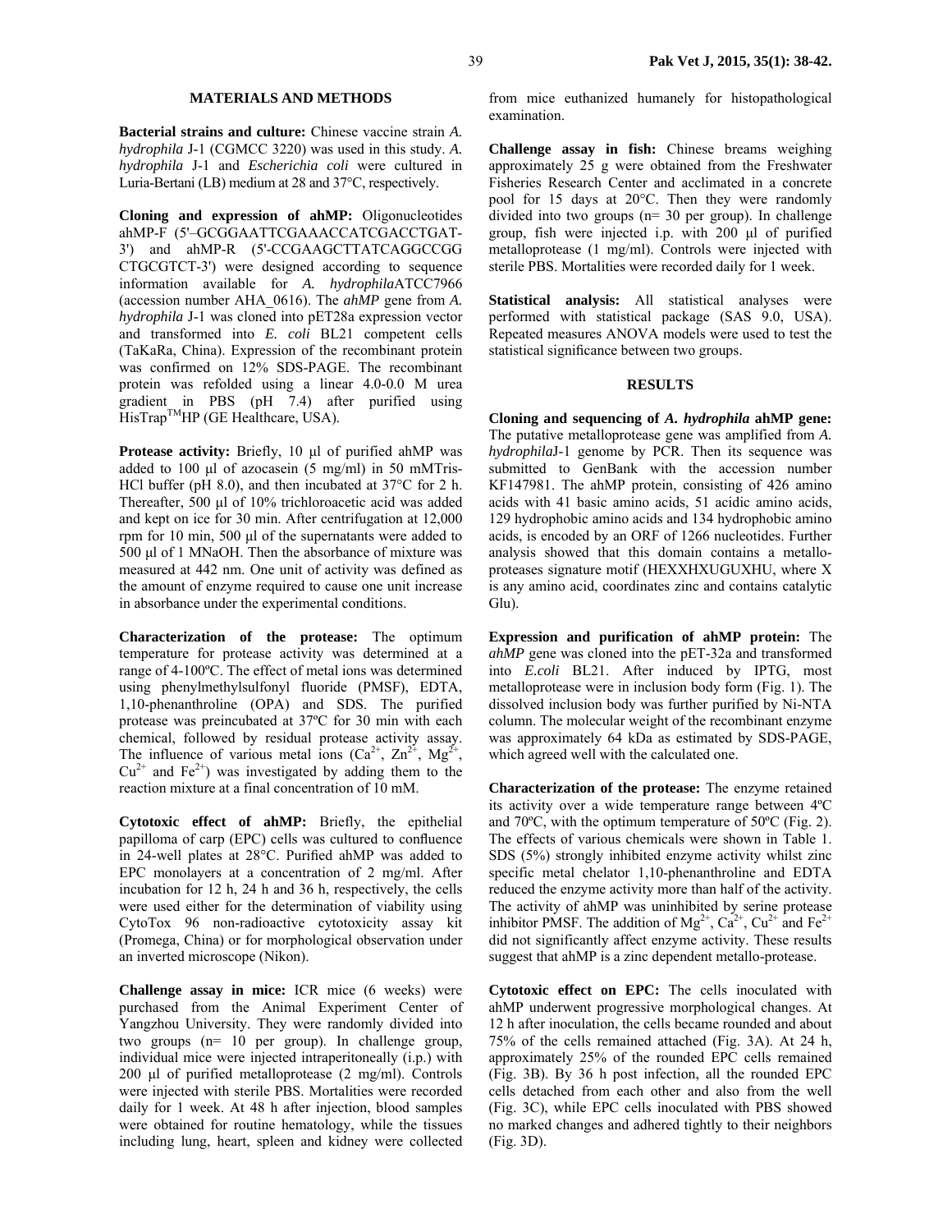## MATERIALS AND METHODS

**Bacterial strains and culture:** Chinese vaccine strain *A. hydrophila* J-1 (CGMCC 3220) was used in this study. *A. hydrophila* J-1 and *Escherichia coli* were cultured in Luria-Bertani (LB) medium at 28 and 37°C, respectively.

**Cloning and expression of ahMP:** Oligonucleotides ahMP-F (5'–GCGGAATTCGAAACCATCGACCTGAT-3') and ahMP-R (5'-CCGAAGCTTATCAGGCCGG CTGCGTCT-3') were designed according to sequence information available for *A. hydrophila*ATCC7966 (accession number AHA_0616). The *ahMP* gene from *A. hydrophila* J-1 was cloned into pET28a expression vector and transformed into *E. coli* BL21 competent cells (TaKaRa, China). Expression of the recombinant protein was confirmed on 12% SDS-PAGE. The recombinant protein was refolded using a linear 4.0-0.0 M urea gradient in PBS (pH 7.4) after purified using HisTrap™HP (GE Healthcare, USA).

**Protease activity:** Briefly, 10 µl of purified ahMP was added to 100 µl of azocasein (5 mg/ml) in 50 mMTris-HCl buffer (pH 8.0), and then incubated at 37°C for 2 h. Thereafter, 500 µl of 10% trichloroacetic acid was added and kept on ice for 30 min. After centrifugation at 12,000 rpm for 10 min, 500 µl of the supernatants were added to 500 µl of 1 MNaOH. Then the absorbance of mixture was measured at 442 nm. One unit of activity was defined as the amount of enzyme required to cause one unit increase in absorbance under the experimental conditions.

**Characterization of the protease:** The optimum temperature for protease activity was determined at a range of 4-100ºC. The effect of metal ions was determined using phenylmethylsulfonyl fluoride (PMSF), EDTA, 1,10-phenanthroline (OPA) and SDS. The purified protease was preincubated at 37ºC for 30 min with each chemical, followed by residual protease activity assay. The influence of various metal ions ($Ca^{2+}$, $Zn^{2+}$, $Mg^{2+}$, $Cu^{2+}$ and $Fe^{2+}$) was investigated by adding them to the reaction mixture at a final concentration of 10 mM.

**Cytotoxic effect of ahMP:** Briefly, the epithelial papilloma of carp (EPC) cells was cultured to confluence in 24-well plates at 28°C. Purified ahMP was added to EPC monolayers at a concentration of 2 mg/ml. After incubation for 12 h, 24 h and 36 h, respectively, the cells were used either for the determination of viability using CytoTox 96 non-radioactive cytotoxicity assay kit (Promega, China) or for morphological observation under an inverted microscope (Nikon).

**Challenge assay in mice:** ICR mice (6 weeks) were purchased from the Animal Experiment Center of Yangzhou University. They were randomly divided into two groups (n= 10 per group). In challenge group, individual mice were injected intraperitoneally (i.p.) with 200 µl of purified metalloprotease (2 mg/ml). Controls were injected with sterile PBS. Mortalities were recorded daily for 1 week. At 48 h after injection, blood samples were obtained for routine hematology, while the tissues including lung, heart, spleen and kidney were collected from mice euthanized humanely for histopathological examination.

**Challenge assay in fish:** Chinese breams weighing approximately 25 g were obtained from the Freshwater Fisheries Research Center and acclimated in a concrete pool for 15 days at 20°C. Then they were randomly divided into two groups (n= 30 per group). In challenge group, fish were injected i.p. with 200 µl of purified metalloprotease (1 mg/ml). Controls were injected with sterile PBS. Mortalities were recorded daily for 1 week.

**Statistical analysis:** All statistical analyses were performed with statistical package (SAS 9.0, USA). Repeated measures ANOVA models were used to test the statistical significance between two groups.

## RESULTS

**Cloning and sequencing of *A. hydrophila* ahMP gene:** The putative metalloprotease gene was amplified from *A. hydrophila*J-1 genome by PCR. Then its sequence was submitted to GenBank with the accession number KF147981. The ahMP protein, consisting of 426 amino acids with 41 basic amino acids, 51 acidic amino acids, 129 hydrophobic amino acids and 134 hydrophobic amino acids, is encoded by an ORF of 1266 nucleotides. Further analysis showed that this domain contains a metallo-proteases signature motif (HEXXHXUGUXHU, where X is any amino acid, coordinates zinc and contains catalytic Glu).

**Expression and purification of ahMP protein:** The *ahMP* gene was cloned into the pET-32a and transformed into *E.coli* BL21. After induced by IPTG, most metalloprotease were in inclusion body form (Fig. 1). The dissolved inclusion body was further purified by Ni-NTA column. The molecular weight of the recombinant enzyme was approximately 64 kDa as estimated by SDS-PAGE, which agreed well with the calculated one.

**Characterization of the protease:** The enzyme retained its activity over a wide temperature range between 4ºC and 70ºC, with the optimum temperature of 50ºC (Fig. 2). The effects of various chemicals were shown in Table 1. SDS (5%) strongly inhibited enzyme activity whilst zinc specific metal chelator 1,10-phenanthroline and EDTA reduced the enzyme activity more than half of the activity. The activity of ahMP was uninhibited by serine protease inhibitor PMSF. The addition of $Mg^{2+}$, $Ca^{2+}$, $Cu^{2+}$ and $Fe^{2+}$ did not significantly affect enzyme activity. These results suggest that ahMP is a zinc dependent metallo-protease.

**Cytotoxic effect on EPC:** The cells inoculated with ahMP underwent progressive morphological changes. At 12 h after inoculation, the cells became rounded and about 75% of the cells remained attached (Fig. 3A). At 24 h, approximately 25% of the rounded EPC cells remained (Fig. 3B). By 36 h post infection, all the rounded EPC cells detached from each other and also from the well (Fig. 3C), while EPC cells inoculated with PBS showed no marked changes and adhered tightly to their neighbors (Fig. 3D).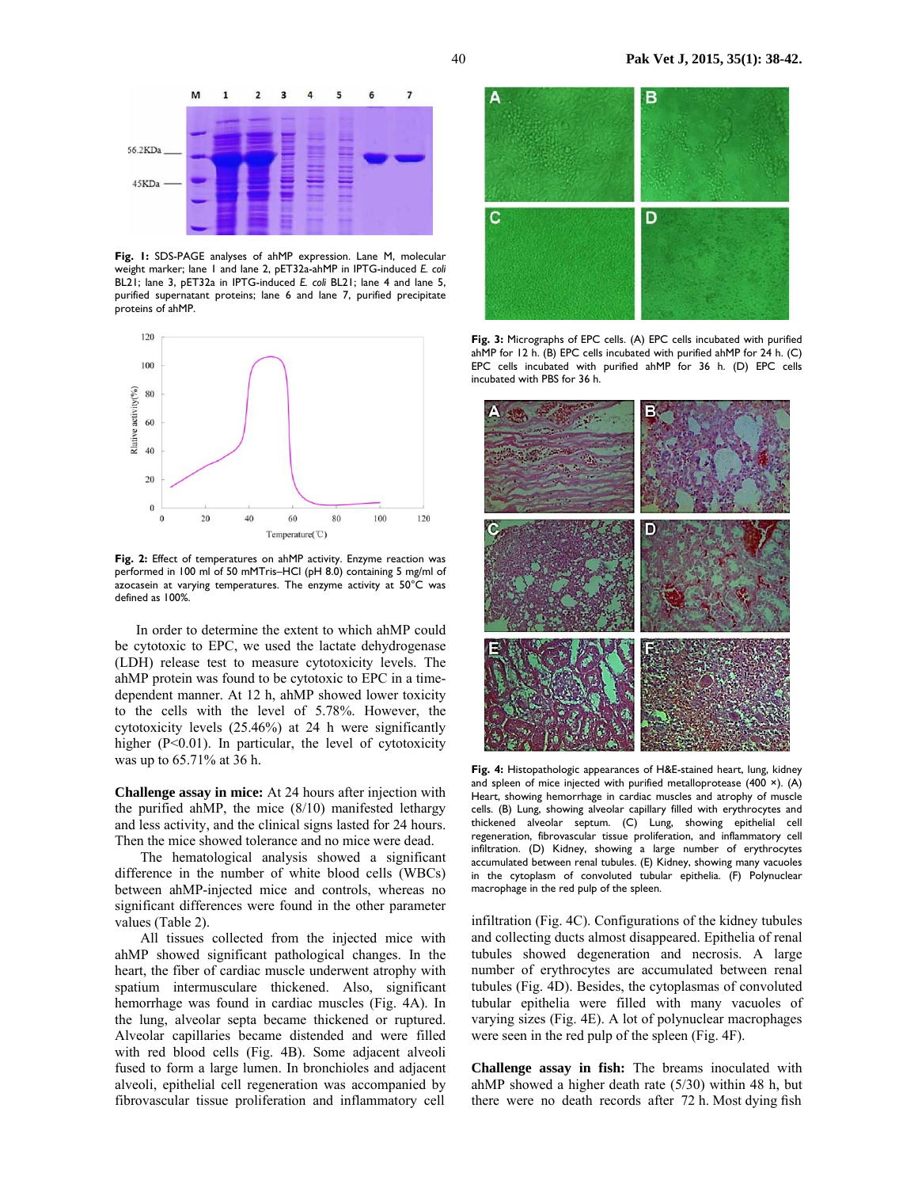**Fig. 1:** SDS-PAGE analyses of ahMP expression. Lane M, molecular weight marker; lane 1 and lane 2, pET32a-ahMP in IPTG-induced *E. coli* BL21; lane 3, pET32a in IPTG-induced *E. coli* BL21; lane 4 and lane 5, purified supernatant proteins; lane 6 and lane 7, purified precipitate proteins of ahMP.

**Fig. 2:** Effect of temperatures on ahMP activity. Enzyme reaction was performed in 100 ml of 50 mMTris–HCl (pH 8.0) containing 5 mg/ml of azocasein at varying temperatures. The enzyme activity at 50°C was defined as 100%.

In order to determine the extent to which ahMP could be cytotoxic to EPC, we used the lactate dehydrogenase (LDH) release test to measure cytotoxicity levels. The ahMP protein was found to be cytotoxic to EPC in a time-dependent manner. At 12 h, ahMP showed lower toxicity to the cells with the level of 5.78%. However, the cytotoxicity levels (25.46%) at 24 h were significantly higher ($P<0.01$). In particular, the level of cytotoxicity was up to 65.71% at 36 h.

**Challenge assay in mice:** At 24 hours after injection with the purified ahMP, the mice (8/10) manifested lethargy and less activity, and the clinical signs lasted for 24 hours. Then the mice showed tolerance and no mice were dead.

The hematological analysis showed a significant difference in the number of white blood cells (WBCs) between ahMP-injected mice and controls, whereas no significant differences were found in the other parameter values (Table 2).

All tissues collected from the injected mice with ahMP showed significant pathological changes. In the heart, the fiber of cardiac muscle underwent atrophy with spatium intermusculare thickened. Also, significant hemorrhage was found in cardiac muscles (Fig. 4A). In the lung, alveolar septa became thickened or ruptured. Alveolar capillaries became distended and were filled with red blood cells (Fig. 4B). Some adjacent alveoli fused to form a large lumen. In bronchioles and adjacent alveoli, epithelial cell regeneration was accompanied by fibrovascular tissue proliferation and inflammatory cell infiltration (Fig. 4C). Configurations of the kidney tubules and collecting ducts almost disappeared. Epithelia of renal tubules showed degeneration and necrosis. A large number of erythrocytes are accumulated between renal tubules (Fig. 4D). Besides, the cytoplasmas of convoluted tubular epithelia were filled with many vacuoles of varying sizes (Fig. 4E). A lot of polynuclear macrophages were seen in the red pulp of the spleen (Fig. 4F).

**Fig. 3:** Micrographs of EPC cells. (A) EPC cells incubated with purified ahMP for 12 h. (B) EPC cells incubated with purified ahMP for 24 h. (C) EPC cells incubated with purified ahMP for 36 h. (D) EPC cells incubated with PBS for 36 h.

**Fig. 4:** Histopathologic appearances of H&E-stained heart, lung, kidney and spleen of mice injected with purified metalloprotease (400 ×). (A) Heart, showing hemorrhage in cardiac muscles and atrophy of muscle cells. (B) Lung, showing alveolar capillary filled with erythrocytes and thickened alveolar septum. (C) Lung, showing epithelial cell regeneration, fibrovascular tissue proliferation, and inflammatory cell infiltration. (D) Kidney, showing a large number of erythrocytes accumulated between renal tubules. (E) Kidney, showing many vacuoles in the cytoplasm of convoluted tubular epithelia. (F) Polynuclear macrophage in the red pulp of the spleen.

**Challenge assay in fish:** The breams inoculated with ahMP showed a higher death rate (5/30) within 48 h, but there were no death records after 72 h. Most dying fish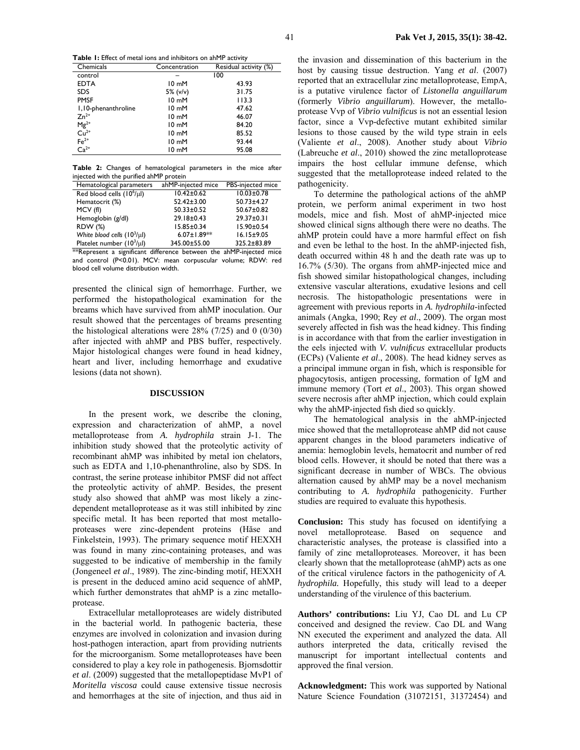**Table 1:** Effect of metal ions and inhibitors on ahMP activity

| Chemicals | Concentration | Residual activity (%) |
|---|---|---|
| control | – | 100 |
| EDTA | 10 mM | 43.93 |
| SDS | 5% (v/v) | 31.75 |
| PMSF | 10 mM | 113.3 |
| 1,10-phenanthroline | 10 mM | 47.62 |
| $Zn^{2+}$ | 10 mM | 46.07 |
| $Mg^{2+}$ | 10 mM | 84.20 |
| $Cu^{2+}$ | 10 mM | 85.52 |
| $Fe^{2+}$ | 10 mM | 93.44 |
| $Ca^{2+}$ | 10 mM | 95.08 |

**Table 2:** Changes of hematological parameters in the mice after injected with the purified ahMP protein

| Hematological parameters | ahMP-injected mice | PBS-injected mice |
|---|---|---|
| Red blood cells ($10^6$/μl) | 10.42±0.62 | 10.03±0.78 |
| Hematocrit (%) | 52.42±3.00 | 50.73±4.27 |
| MCV (fl) | 50.33±0.52 | 50.67±0.82 |
| Hemoglobin (g/dl) | 29.18±0.43 | 29.37±0.31 |
| RDW (%) | 15.85±0.34 | 15.90±0.54 |
| *White blood cells* ($10^3$/μl) | 6.07±1.89** | 16.15±9.05 |
| Platelet number ($10^3$/μl) | 345.00±55.00 | 325.2±83.89 |

**Represent a significant difference between the ahMP-injected mice and control (P<0.01). MCV: mean corpuscular volume; RDW: red blood cell volume distribution width.

presented the clinical sign of hemorrhage. Further, we performed the histopathological examination for the breams which have survived from ahMP inoculation. Our result showed that the percentages of breams presenting the histological alterations were 28% (7/25) and 0 (0/30) after injected with ahMP and PBS buffer, respectively. Major histological changes were found in head kidney, heart and liver, including hemorrhage and exudative lesions (data not shown).

## DISCUSSION

In the present work, we describe the cloning, expression and characterization of ahMP, a novel metalloprotease from *A. hydrophila* strain J-1. The inhibition study showed that the proteolytic activity of recombinant ahMP was inhibited by metal ion chelators, such as EDTA and 1,10-phenanthroline, also by SDS. In contrast, the serine protease inhibitor PMSF did not affect the proteolytic activity of ahMP. Besides, the present study also showed that ahMP was most likely a zinc-dependent metalloprotease as it was still inhibited by zinc specific metal. It has been reported that most metalloproteases were zinc-dependent proteins (Hăse and Finkelstein, 1993). The primary sequence motif HEXXH was found in many zinc-containing proteases, and was suggested to be indicative of membership in the family (Jongeneel *et al*., 1989). The zinc-binding motif, HEXXH is present in the deduced amino acid sequence of ahMP, which further demonstrates that ahMP is a zinc metalloprotease.

Extracellular metalloproteases are widely distributed in the bacterial world. In pathogenic bacteria, these enzymes are involved in colonization and invasion during host-pathogen interaction, apart from providing nutrients for the microorganism. Some metalloproteases have been considered to play a key role in pathogenesis. Bjornsdottir *et al*. (2009) suggested that the metallopeptidase MvP1 of *Moritella viscosa* could cause extensive tissue necrosis and hemorrhages at the site of injection, and thus aid in the invasion and dissemination of this bacterium in the host by causing tissue destruction. Yang *et al*. (2007) reported that an extracellular zinc metalloprotease, EmpA, is a putative virulence factor of *Listonella anguillarum* (formerly *Vibrio anguillarum*). However, the metalloprotease Vvp of *Vibrio vulnificus* is not an essential lesion factor, since a Vvp-defective mutant exhibited similar lesions to those caused by the wild type strain in eels (Valiente *et al*., 2008). Another study about *Vibrio* (Labreuche *et al*., 2010) showed the zinc metalloprotease impairs the host cellular immune defense, which suggested that the metalloprotease indeed related to the pathogenicity.

To determine the pathological actions of the ahMP protein, we perform animal experiment in two host models, mice and fish. Most of ahMP-injected mice showed clinical signs although there were no deaths. The ahMP protein could have a more harmful effect on fish and even be lethal to the host. In the ahMP-injected fish, death occurred within 48 h and the death rate was up to 16.7% (5/30). The organs from ahMP-injected mice and fish showed similar histopathological changes, including extensive vascular alterations, exudative lesions and cell necrosis. The histopathologic presentations were in agreement with previous reports in *A. hydrophila*-infected animals (Angka, 1990; Rey *et al*., 2009). The organ most severely affected in fish was the head kidney. This finding is in accordance with that from the earlier investigation in the eels injected with *V. vulnificus* extracellular products (ECPs) (Valiente *et al*., 2008). The head kidney serves as a principal immune organ in fish, which is responsible for phagocytosis, antigen processing, formation of IgM and immune memory (Tort *et al*., 2003). This organ showed severe necrosis after ahMP injection, which could explain why the ahMP-injected fish died so quickly.

The hematological analysis in the ahMP-injected mice showed that the metalloprotease ahMP did not cause apparent changes in the blood parameters indicative of anemia: hemoglobin levels, hematocrit and number of red blood cells. However, it should be noted that there was a significant decrease in number of WBCs. The obvious alternation caused by ahMP may be a novel mechanism contributing to *A. hydrophila* pathogenicity. Further studies are required to evaluate this hypothesis.

**Conclusion:** This study has focused on identifying a novel metalloprotease. Based on sequence and characteristic analyses, the protease is classified into a family of zinc metalloproteases. Moreover, it has been clearly shown that the metalloprotease (ahMP) acts as one of the critical virulence factors in the pathogenicity of *A. hydrophila.* Hopefully, this study will lead to a deeper understanding of the virulence of this bacterium.

**Authors' contributions:** Liu YJ, Cao DL and Lu CP conceived and designed the review. Cao DL and Wang NN executed the experiment and analyzed the data. All authors interpreted the data, critically revised the manuscript for important intellectual contents and approved the final version.

**Acknowledgment:** This work was supported by National Nature Science Foundation (31072151, 31372454) and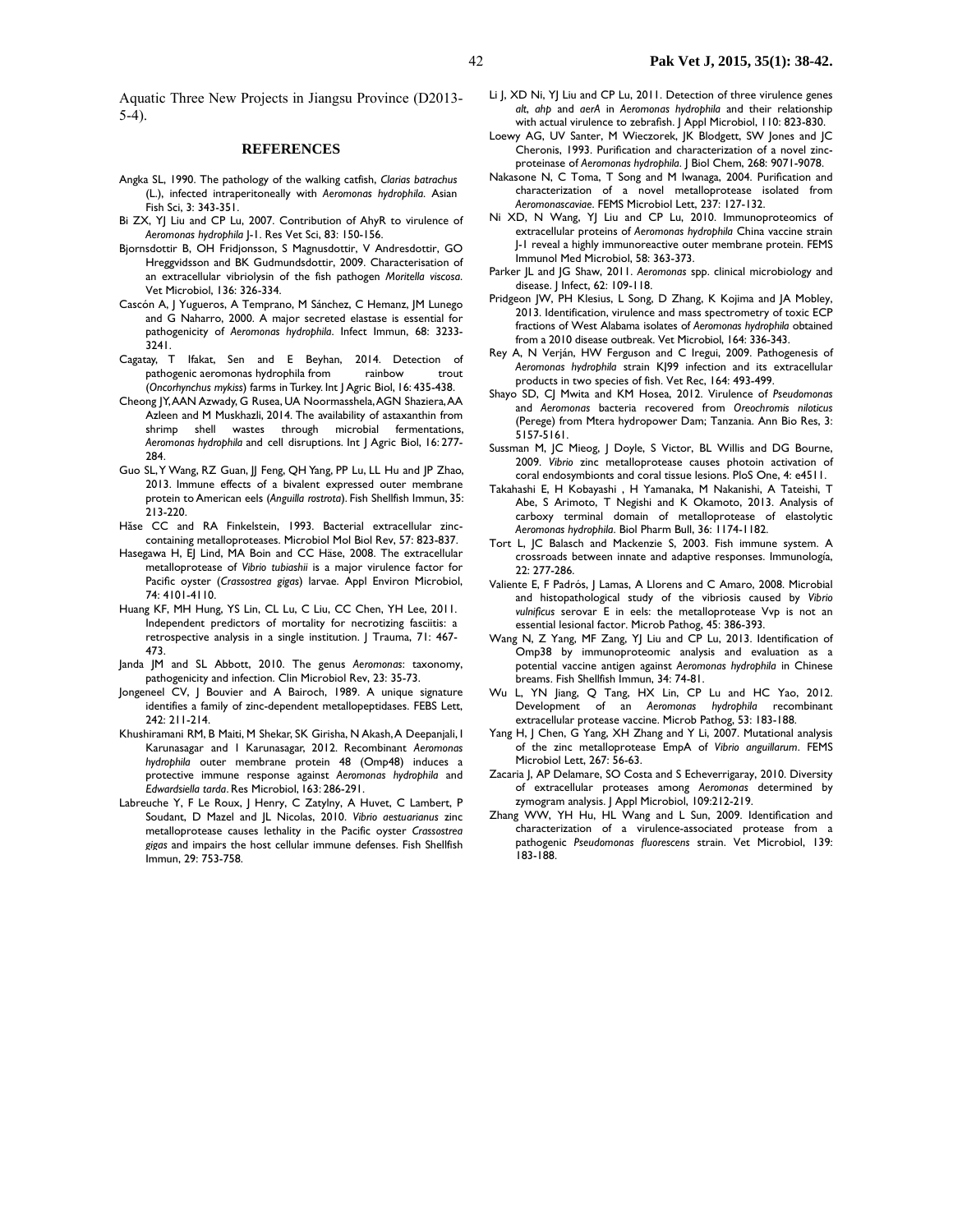Aquatic Three New Projects in Jiangsu Province (D2013-5-4).

## REFERENCES

Angka SL, 1990. The pathology of the walking catfish, *Clarias batrachus* (L.), infected intraperitoneally with *Aeromonas hydrophila*. Asian Fish Sci, 3: 343-351.

Bi ZX, YJ Liu and CP Lu, 2007. Contribution of AhyR to virulence of *Aeromonas hydrophila* J-1. Res Vet Sci, 83: 150-156.

Bjornsdottir B, OH Fridjonsson, S Magnusdottir, V Andresdottir, GO Hreggvidsson and BK Gudmundsdottir, 2009. Characterisation of an extracellular vibriolysin of the fish pathogen *Moritella viscosa*. Vet Microbiol, 136: 326-334.

Cascón A, J Yugueros, A Temprano, M Sánchez, C Hemanz, JM Lunego and G Naharro, 2000. A major secreted elastase is essential for pathogenicity of *Aeromonas hydrophila*. Infect Immun, 68: 3233-3241.

Cagatay, T Ifakat, Sen and E Beyhan, 2014. Detection of pathogenic aeromonas hydrophila from rainbow trout (*Oncorhynchus mykiss*) farms in Turkey. Int J Agric Biol, 16: 435-438.

Cheong JY, AAN Azwady, G Rusea, UA Noormasshela, AGN Shaziera, AA Azleen and M Muskhazli, 2014. The availability of astaxanthin from shrimp shell wastes through microbial fermentations, *Aeromonas hydrophila* and cell disruptions. Int J Agric Biol, 16: 277-284.

Guo SL, Y Wang, RZ Guan, JJ Feng, QH Yang, PP Lu, LL Hu and JP Zhao, 2013. Immune effects of a bivalent expressed outer membrane protein to American eels (*Anguilla rostrota*). Fish Shellfish Immun, 35: 213-220.

Häse CC and RA Finkelstein, 1993. Bacterial extracellular zinc-containing metalloproteases. Microbiol Mol Biol Rev, 57: 823-837.

Hasegawa H, EJ Lind, MA Boin and CC Häse, 2008. The extracellular metalloprotease of *Vibrio tubiashii* is a major virulence factor for Pacific oyster (*Crassostrea gigas*) larvae. Appl Environ Microbiol, 74: 4101-4110.

Huang KF, MH Hung, YS Lin, CL Lu, C Liu, CC Chen, YH Lee, 2011. Independent predictors of mortality for necrotizing fasciitis: a retrospective analysis in a single institution. J Trauma, 71: 467-473.

Janda JM and SL Abbott, 2010. The genus *Aeromonas*: taxonomy, pathogenicity and infection. Clin Microbiol Rev, 23: 35-73.

Jongeneel CV, J Bouvier and A Bairoch, 1989. A unique signature identifies a family of zinc-dependent metallopeptidases. FEBS Lett, 242: 211-214.

Khushiramani RM, B Maiti, M Shekar, SK Girisha, N Akash, A Deepanjali, I Karunasagar and I Karunasagar, 2012. Recombinant *Aeromonas hydrophila* outer membrane protein 48 (Omp48) induces a protective immune response against *Aeromonas hydrophila* and *Edwardsiella tarda*. Res Microbiol, 163: 286-291.

Labreuche Y, F Le Roux, J Henry, C Zatylny, A Huvet, C Lambert, P Soudant, D Mazel and JL Nicolas, 2010. *Vibrio aestuarianus* zinc metalloprotease causes lethality in the Pacific oyster *Crassostrea gigas* and impairs the host cellular immune defenses. Fish Shellfish Immun, 29: 753-758.

Li J, XD Ni, YJ Liu and CP Lu, 2011. Detection of three virulence genes *alt*, *ahp* and *aerA* in *Aeromonas hydrophila* and their relationship with actual virulence to zebrafish. J Appl Microbiol, 110: 823-830.

Loewy AG, UV Santer, M Wieczorek, JK Blodgett, SW Jones and JC Cheronis, 1993. Purification and characterization of a novel zinc-proteinase of *Aeromonas hydrophila*. J Biol Chem, 268: 9071-9078.

Nakasone N, C Toma, T Song and M Iwanaga, 2004. Purification and characterization of a novel metalloprotease isolated from *Aeromonascaviae*. FEMS Microbiol Lett, 237: 127-132.

Ni XD, N Wang, YJ Liu and CP Lu, 2010. Immunoproteomics of extracellular proteins of *Aeromonas hydrophila* China vaccine strain J-1 reveal a highly immunoreactive outer membrane protein. FEMS Immunol Med Microbiol, 58: 363-373.

Parker JL and JG Shaw, 2011. *Aeromonas* spp. clinical microbiology and disease. J Infect, 62: 109-118.

Pridgeon JW, PH Klesius, L Song, D Zhang, K Kojima and JA Mobley, 2013. Identification, virulence and mass spectrometry of toxic ECP fractions of West Alabama isolates of *Aeromonas hydrophila* obtained from a 2010 disease outbreak. Vet Microbiol, 164: 336-343.

Rey A, N Verján, HW Ferguson and C Iregui, 2009. Pathogenesis of *Aeromonas hydrophila* strain KJ99 infection and its extracellular products in two species of fish. Vet Rec, 164: 493-499.

Shayo SD, CJ Mwita and KM Hosea, 2012. Virulence of *Pseudomonas* and *Aeromonas* bacteria recovered from *Oreochromis niloticus* (Perege) from Mtera hydropower Dam; Tanzania. Ann Bio Res, 3: 5157-5161.

Sussman M, JC Mieog, J Doyle, S Victor, BL Willis and DG Bourne, 2009. *Vibrio* zinc metalloprotease causes photoin activation of coral endosymbionts and coral tissue lesions. PloS One, 4: e4511.

Takahashi E, H Kobayashi , H Yamanaka, M Nakanishi, A Tateishi, T Abe, S Arimoto, T Negishi and K Okamoto, 2013. Analysis of carboxy terminal domain of metalloprotease of elastolytic *Aeromonas hydrophila*. Biol Pharm Bull, 36: 1174-1182.

Tort L, JC Balasch and Mackenzie S, 2003. Fish immune system. A crossroads between innate and adaptive responses. Immunología, 22: 277-286.

Valiente E, F Padrós, J Lamas, A Llorens and C Amaro, 2008. Microbial and histopathological study of the vibriosis caused by *Vibrio vulnificus* serovar E in eels: the metalloprotease Vvp is not an essential lesional factor. Microb Pathog, 45: 386-393.

Wang N, Z Yang, MF Zang, YJ Liu and CP Lu, 2013. Identification of Omp38 by immunoproteomic analysis and evaluation as a potential vaccine antigen against *Aeromonas hydrophila* in Chinese breams. Fish Shellfish Immun, 34: 74-81.

Wu L, YN Jiang, Q Tang, HX Lin, CP Lu and HC Yao, 2012. Development of an *Aeromonas hydrophila* recombinant extracellular protease vaccine. Microb Pathog, 53: 183-188.

Yang H, J Chen, G Yang, XH Zhang and Y Li, 2007. Mutational analysis of the zinc metalloprotease EmpA of *Vibrio anguillarum*. FEMS Microbiol Lett, 267: 56-63.

Zacaria J, AP Delamare, SO Costa and S Echeverrigaray, 2010. Diversity of extracellular proteases among *Aeromonas* determined by zymogram analysis. J Appl Microbiol, 109:212-219.

Zhang WW, YH Hu, HL Wang and L Sun, 2009. Identification and characterization of a virulence-associated protease from a pathogenic *Pseudomonas fluorescens* strain. Vet Microbiol, 139: 183-188.